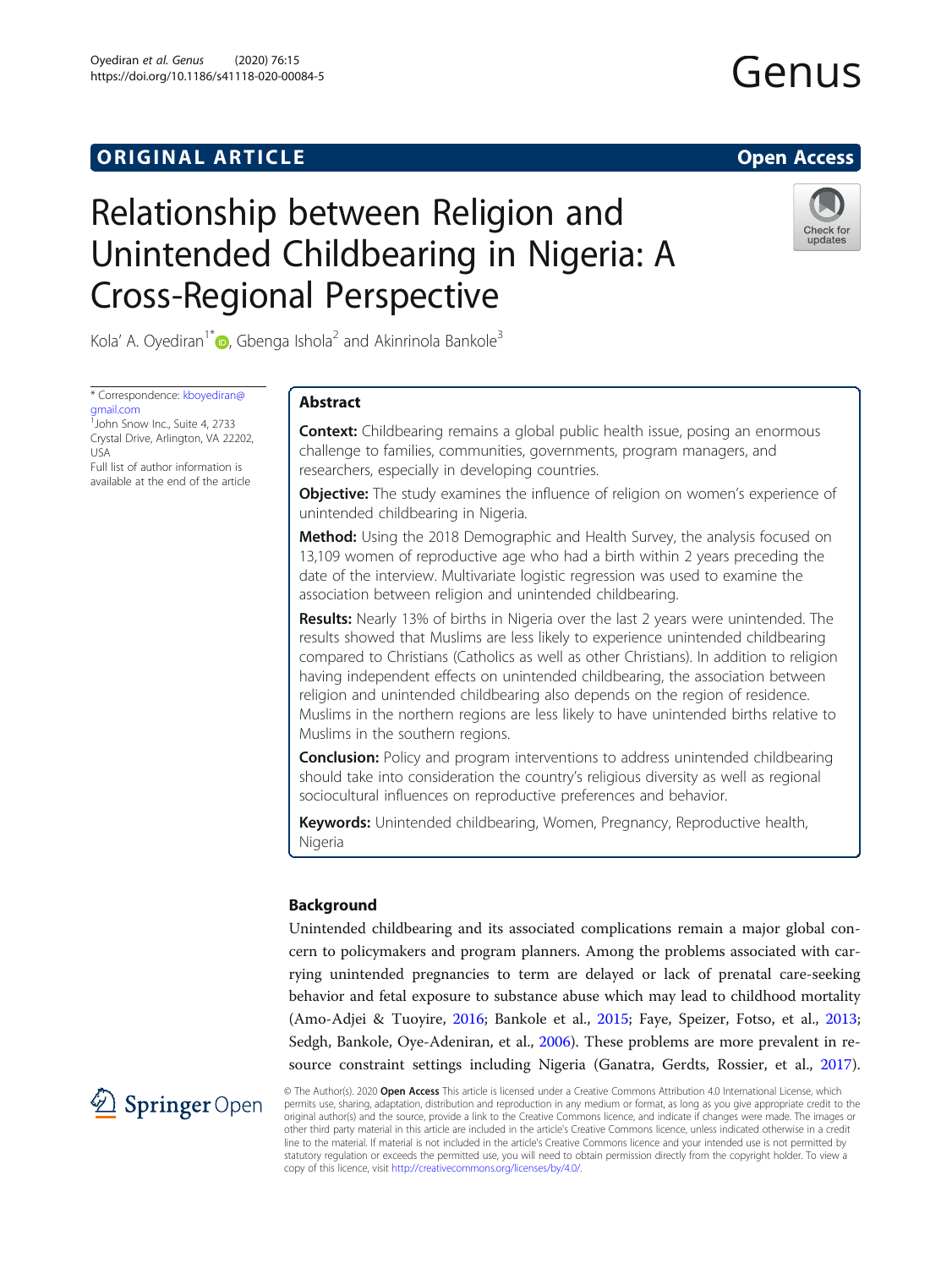ORIGINAL ARTICLE

Open Access

# Relationship between Religion and Unintended Childbearing in Nigeria: A Cross-Regional Perspective

Kola' A. Oyediran[1*], Gbenga Ishola[2] and Akinrinola Bankole[3]

* Correspondence: kboyediran@gmail.com
[1]John Snow Inc., Suite 4, 2733 Crystal Drive, Arlington, VA 22202, USA
Full list of author information is available at the end of the article

## Abstract

**Context:** Childbearing remains a global public health issue, posing an enormous challenge to families, communities, governments, program managers, and researchers, especially in developing countries.

**Objective:** The study examines the influence of religion on women's experience of unintended childbearing in Nigeria.

**Method:** Using the 2018 Demographic and Health Survey, the analysis focused on 13,109 women of reproductive age who had a birth within 2 years preceding the date of the interview. Multivariate logistic regression was used to examine the association between religion and unintended childbearing.

**Results:** Nearly 13% of births in Nigeria over the last 2 years were unintended. The results showed that Muslims are less likely to experience unintended childbearing compared to Christians (Catholics as well as other Christians). In addition to religion having independent effects on unintended childbearing, the association between religion and unintended childbearing also depends on the region of residence. Muslims in the northern regions are less likely to have unintended births relative to Muslims in the southern regions.

**Conclusion:** Policy and program interventions to address unintended childbearing should take into consideration the country's religious diversity as well as regional sociocultural influences on reproductive preferences and behavior.

**Keywords:** Unintended childbearing, Women, Pregnancy, Reproductive health, Nigeria

## Background

Unintended childbearing and its associated complications remain a major global concern to policymakers and program planners. Among the problems associated with carrying unintended pregnancies to term are delayed or lack of prenatal care-seeking behavior and fetal exposure to substance abuse which may lead to childhood mortality (Amo-Adjei & Tuoyire, 2016; Bankole et al., 2015; Faye, Speizer, Fotso, et al., 2013; Sedgh, Bankole, Oye-Adeniran, et al., 2006). These problems are more prevalent in resource constraint settings including Nigeria (Ganatra, Gerdts, Rossier, et al., 2017).

© The Author(s). 2020 **Open Access** This article is licensed under a Creative Commons Attribution 4.0 International License, which permits use, sharing, adaptation, distribution and reproduction in any medium or format, as long as you give appropriate credit to the original author(s) and the source, provide a link to the Creative Commons licence, and indicate if changes were made. The images or other third party material in this article are included in the article's Creative Commons licence, unless indicated otherwise in a credit line to the material. If material is not included in the article's Creative Commons licence and your intended use is not permitted by statutory regulation or exceeds the permitted use, you will need to obtain permission directly from the copyright holder. To view a copy of this licence, visit http://creativecommons.org/licenses/by/4.0/.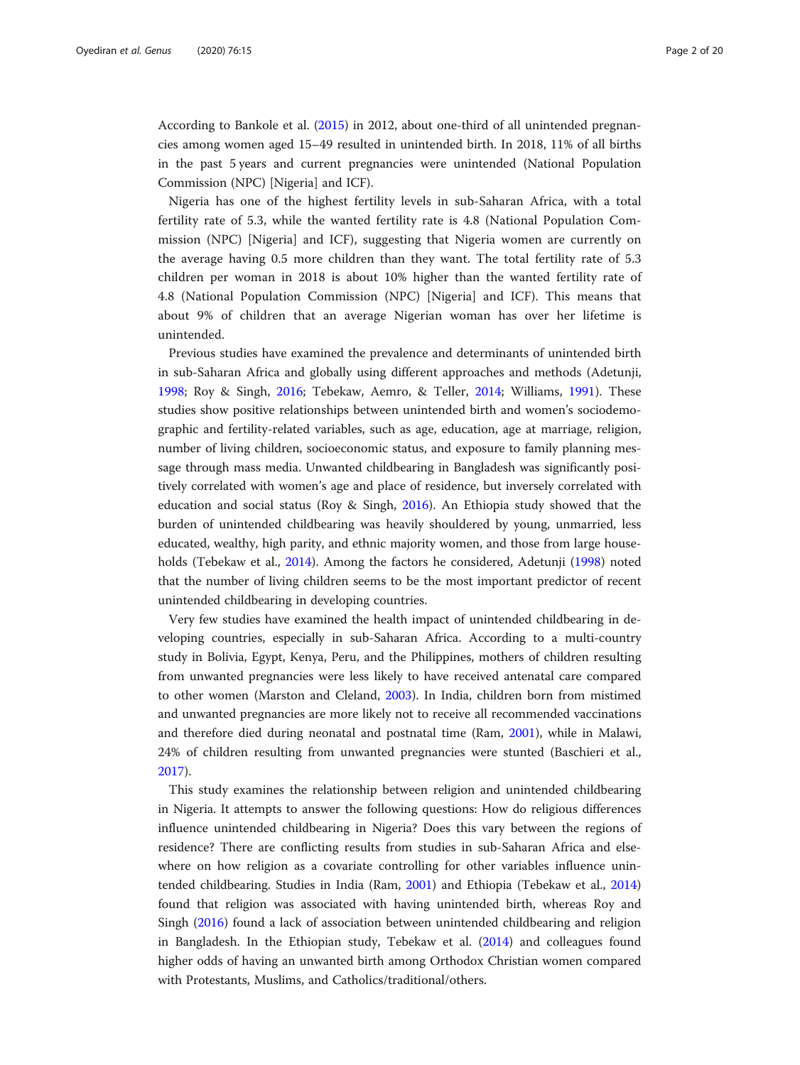According to Bankole et al. (2015) in 2012, about one-third of all unintended pregnancies among women aged 15–49 resulted in unintended birth. In 2018, 11% of all births in the past 5 years and current pregnancies were unintended (National Population Commission (NPC) [Nigeria] and ICF).

Nigeria has one of the highest fertility levels in sub-Saharan Africa, with a total fertility rate of 5.3, while the wanted fertility rate is 4.8 (National Population Commission (NPC) [Nigeria] and ICF), suggesting that Nigeria women are currently on the average having 0.5 more children than they want. The total fertility rate of 5.3 children per woman in 2018 is about 10% higher than the wanted fertility rate of 4.8 (National Population Commission (NPC) [Nigeria] and ICF). This means that about 9% of children that an average Nigerian woman has over her lifetime is unintended.

Previous studies have examined the prevalence and determinants of unintended birth in sub-Saharan Africa and globally using different approaches and methods (Adetunji, 1998; Roy & Singh, 2016; Tebekaw, Aemro, & Teller, 2014; Williams, 1991). These studies show positive relationships between unintended birth and women's sociodemographic and fertility-related variables, such as age, education, age at marriage, religion, number of living children, socioeconomic status, and exposure to family planning message through mass media. Unwanted childbearing in Bangladesh was significantly positively correlated with women's age and place of residence, but inversely correlated with education and social status (Roy & Singh, 2016). An Ethiopia study showed that the burden of unintended childbearing was heavily shouldered by young, unmarried, less educated, wealthy, high parity, and ethnic majority women, and those from large households (Tebekaw et al., 2014). Among the factors he considered, Adetunji (1998) noted that the number of living children seems to be the most important predictor of recent unintended childbearing in developing countries.

Very few studies have examined the health impact of unintended childbearing in developing countries, especially in sub-Saharan Africa. According to a multi-country study in Bolivia, Egypt, Kenya, Peru, and the Philippines, mothers of children resulting from unwanted pregnancies were less likely to have received antenatal care compared to other women (Marston and Cleland, 2003). In India, children born from mistimed and unwanted pregnancies are more likely not to receive all recommended vaccinations and therefore died during neonatal and postnatal time (Ram, 2001), while in Malawi, 24% of children resulting from unwanted pregnancies were stunted (Baschieri et al., 2017).

This study examines the relationship between religion and unintended childbearing in Nigeria. It attempts to answer the following questions: How do religious differences influence unintended childbearing in Nigeria? Does this vary between the regions of residence? There are conflicting results from studies in sub-Saharan Africa and elsewhere on how religion as a covariate controlling for other variables influence unintended childbearing. Studies in India (Ram, 2001) and Ethiopia (Tebekaw et al., 2014) found that religion was associated with having unintended birth, whereas Roy and Singh (2016) found a lack of association between unintended childbearing and religion in Bangladesh. In the Ethiopian study, Tebekaw et al. (2014) and colleagues found higher odds of having an unwanted birth among Orthodox Christian women compared with Protestants, Muslims, and Catholics/traditional/others.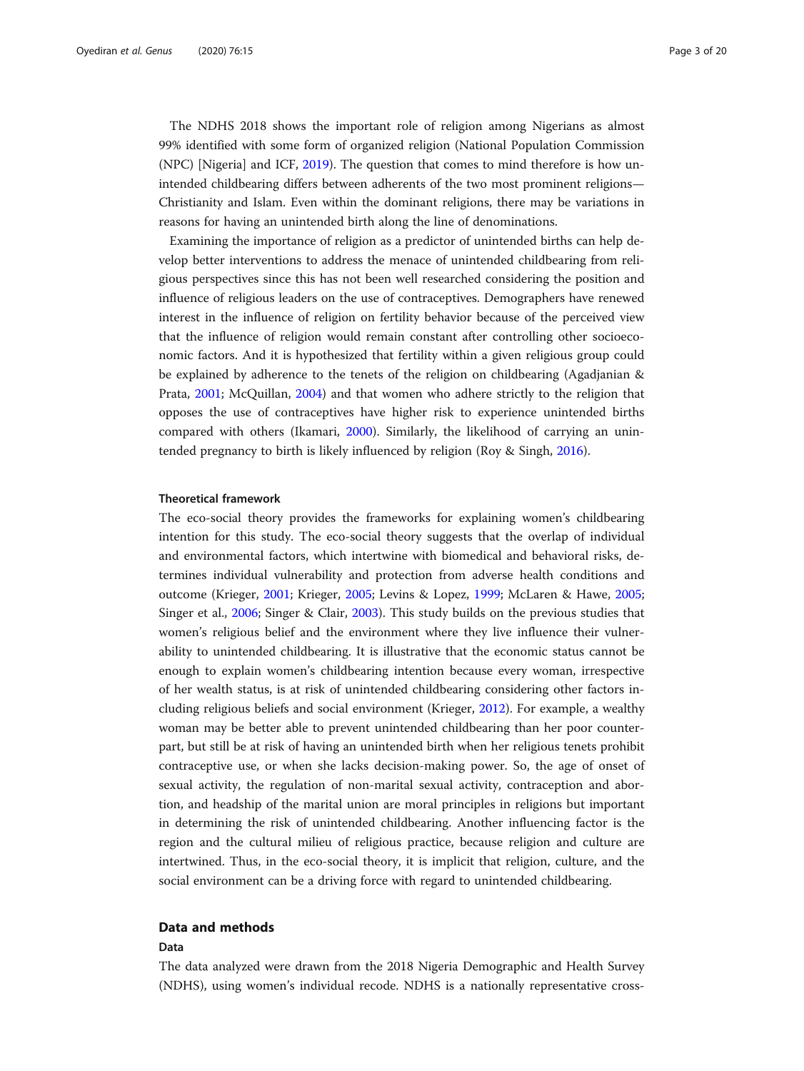The NDHS 2018 shows the important role of religion among Nigerians as almost 99% identified with some form of organized religion (National Population Commission (NPC) [Nigeria] and ICF, 2019). The question that comes to mind therefore is how unintended childbearing differs between adherents of the two most prominent religions—Christianity and Islam. Even within the dominant religions, there may be variations in reasons for having an unintended birth along the line of denominations.

Examining the importance of religion as a predictor of unintended births can help develop better interventions to address the menace of unintended childbearing from religious perspectives since this has not been well researched considering the position and influence of religious leaders on the use of contraceptives. Demographers have renewed interest in the influence of religion on fertility behavior because of the perceived view that the influence of religion would remain constant after controlling other socioeconomic factors. And it is hypothesized that fertility within a given religious group could be explained by adherence to the tenets of the religion on childbearing (Agadjanian & Prata, 2001; McQuillan, 2004) and that women who adhere strictly to the religion that opposes the use of contraceptives have higher risk to experience unintended births compared with others (Ikamari, 2000). Similarly, the likelihood of carrying an unintended pregnancy to birth is likely influenced by religion (Roy & Singh, 2016).

### Theoretical framework

The eco-social theory provides the frameworks for explaining women's childbearing intention for this study. The eco-social theory suggests that the overlap of individual and environmental factors, which intertwine with biomedical and behavioral risks, determines individual vulnerability and protection from adverse health conditions and outcome (Krieger, 2001; Krieger, 2005; Levins & Lopez, 1999; McLaren & Hawe, 2005; Singer et al., 2006; Singer & Clair, 2003). This study builds on the previous studies that women's religious belief and the environment where they live influence their vulnerability to unintended childbearing. It is illustrative that the economic status cannot be enough to explain women's childbearing intention because every woman, irrespective of her wealth status, is at risk of unintended childbearing considering other factors including religious beliefs and social environment (Krieger, 2012). For example, a wealthy woman may be better able to prevent unintended childbearing than her poor counterpart, but still be at risk of having an unintended birth when her religious tenets prohibit contraceptive use, or when she lacks decision-making power. So, the age of onset of sexual activity, the regulation of non-marital sexual activity, contraception and abortion, and headship of the marital union are moral principles in religions but important in determining the risk of unintended childbearing. Another influencing factor is the region and the cultural milieu of religious practice, because religion and culture are intertwined. Thus, in the eco-social theory, it is implicit that religion, culture, and the social environment can be a driving force with regard to unintended childbearing.

## Data and methods

### Data

The data analyzed were drawn from the 2018 Nigeria Demographic and Health Survey (NDHS), using women's individual recode. NDHS is a nationally representative cross-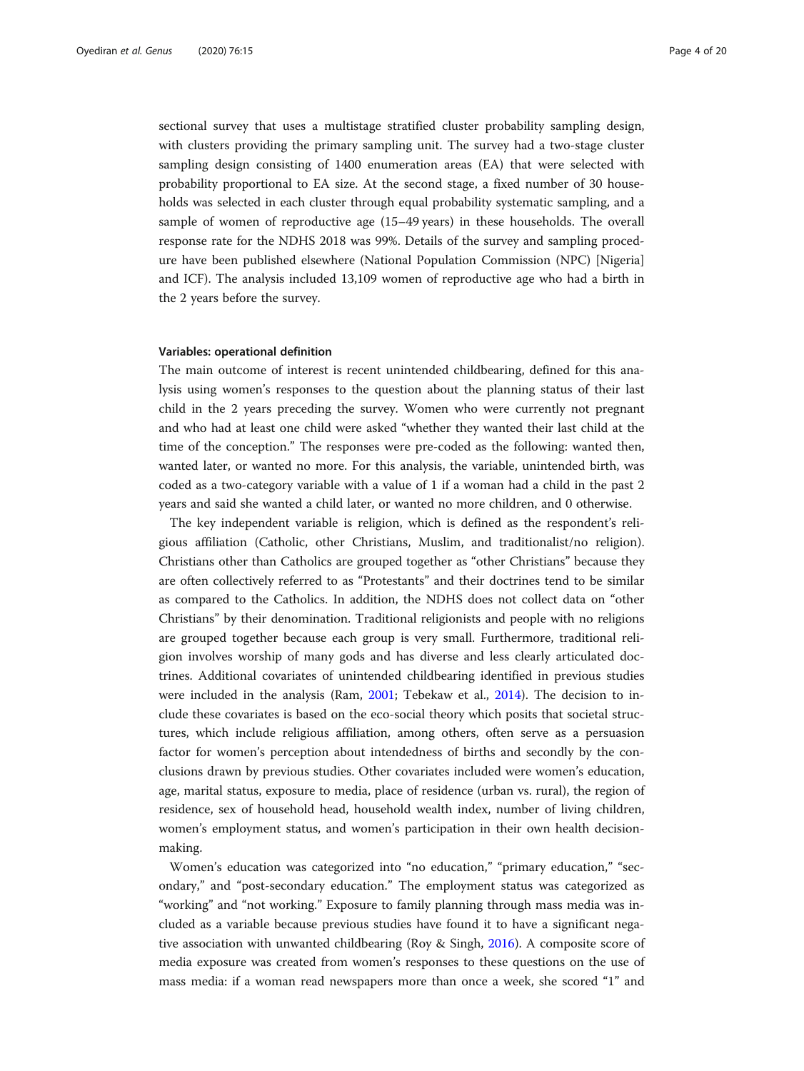sectional survey that uses a multistage stratified cluster probability sampling design, with clusters providing the primary sampling unit. The survey had a two-stage cluster sampling design consisting of 1400 enumeration areas (EA) that were selected with probability proportional to EA size. At the second stage, a fixed number of 30 households was selected in each cluster through equal probability systematic sampling, and a sample of women of reproductive age (15–49 years) in these households. The overall response rate for the NDHS 2018 was 99%. Details of the survey and sampling procedure have been published elsewhere (National Population Commission (NPC) [Nigeria] and ICF). The analysis included 13,109 women of reproductive age who had a birth in the 2 years before the survey.

#### Variables: operational definition

The main outcome of interest is recent unintended childbearing, defined for this analysis using women's responses to the question about the planning status of their last child in the 2 years preceding the survey. Women who were currently not pregnant and who had at least one child were asked "whether they wanted their last child at the time of the conception." The responses were pre-coded as the following: wanted then, wanted later, or wanted no more. For this analysis, the variable, unintended birth, was coded as a two-category variable with a value of 1 if a woman had a child in the past 2 years and said she wanted a child later, or wanted no more children, and 0 otherwise.

The key independent variable is religion, which is defined as the respondent's religious affiliation (Catholic, other Christians, Muslim, and traditionalist/no religion). Christians other than Catholics are grouped together as "other Christians" because they are often collectively referred to as "Protestants" and their doctrines tend to be similar as compared to the Catholics. In addition, the NDHS does not collect data on "other Christians" by their denomination. Traditional religionists and people with no religions are grouped together because each group is very small. Furthermore, traditional religion involves worship of many gods and has diverse and less clearly articulated doctrines. Additional covariates of unintended childbearing identified in previous studies were included in the analysis (Ram, 2001; Tebekaw et al., 2014). The decision to include these covariates is based on the eco-social theory which posits that societal structures, which include religious affiliation, among others, often serve as a persuasion factor for women's perception about intendedness of births and secondly by the conclusions drawn by previous studies. Other covariates included were women's education, age, marital status, exposure to media, place of residence (urban vs. rural), the region of residence, sex of household head, household wealth index, number of living children, women's employment status, and women's participation in their own health decision-making.

Women's education was categorized into "no education," "primary education," "secondary," and "post-secondary education." The employment status was categorized as "working" and "not working." Exposure to family planning through mass media was included as a variable because previous studies have found it to have a significant negative association with unwanted childbearing (Roy & Singh, 2016). A composite score of media exposure was created from women's responses to these questions on the use of mass media: if a woman read newspapers more than once a week, she scored "1" and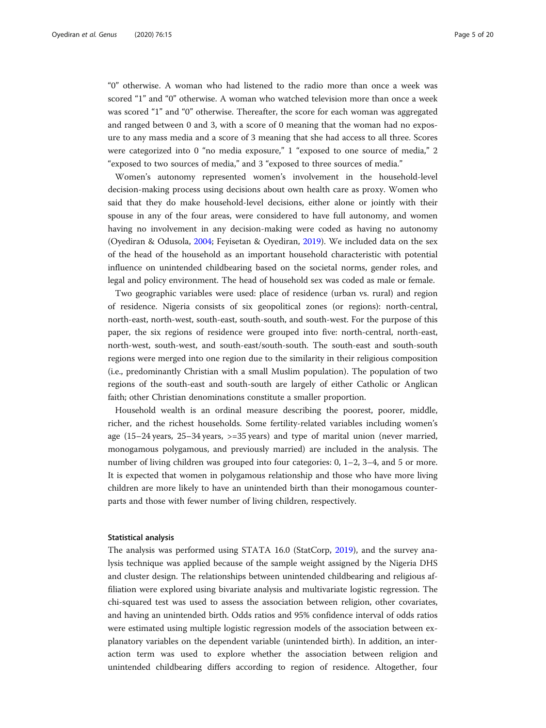"0" otherwise. A woman who had listened to the radio more than once a week was scored "1" and "0" otherwise. A woman who watched television more than once a week was scored "1" and "0" otherwise. Thereafter, the score for each woman was aggregated and ranged between 0 and 3, with a score of 0 meaning that the woman had no exposure to any mass media and a score of 3 meaning that she had access to all three. Scores were categorized into 0 "no media exposure," 1 "exposed to one source of media," 2 "exposed to two sources of media," and 3 "exposed to three sources of media."

Women's autonomy represented women's involvement in the household-level decision-making process using decisions about own health care as proxy. Women who said that they do make household-level decisions, either alone or jointly with their spouse in any of the four areas, were considered to have full autonomy, and women having no involvement in any decision-making were coded as having no autonomy (Oyediran & Odusola, 2004; Feyisetan & Oyediran, 2019). We included data on the sex of the head of the household as an important household characteristic with potential influence on unintended childbearing based on the societal norms, gender roles, and legal and policy environment. The head of household sex was coded as male or female.

Two geographic variables were used: place of residence (urban vs. rural) and region of residence. Nigeria consists of six geopolitical zones (or regions): north-central, north-east, north-west, south-east, south-south, and south-west. For the purpose of this paper, the six regions of residence were grouped into five: north-central, north-east, north-west, south-west, and south-east/south-south. The south-east and south-south regions were merged into one region due to the similarity in their religious composition (i.e., predominantly Christian with a small Muslim population). The population of two regions of the south-east and south-south are largely of either Catholic or Anglican faith; other Christian denominations constitute a smaller proportion.

Household wealth is an ordinal measure describing the poorest, poorer, middle, richer, and the richest households. Some fertility-related variables including women's age (15–24 years, 25–34 years, >=35 years) and type of marital union (never married, monogamous polygamous, and previously married) are included in the analysis. The number of living children was grouped into four categories: 0, 1–2, 3–4, and 5 or more. It is expected that women in polygamous relationship and those who have more living children are more likely to have an unintended birth than their monogamous counterparts and those with fewer number of living children, respectively.

#### Statistical analysis

The analysis was performed using STATA 16.0 (StatCorp, 2019), and the survey analysis technique was applied because of the sample weight assigned by the Nigeria DHS and cluster design. The relationships between unintended childbearing and religious affiliation were explored using bivariate analysis and multivariate logistic regression. The chi-squared test was used to assess the association between religion, other covariates, and having an unintended birth. Odds ratios and 95% confidence interval of odds ratios were estimated using multiple logistic regression models of the association between explanatory variables on the dependent variable (unintended birth). In addition, an interaction term was used to explore whether the association between religion and unintended childbearing differs according to region of residence. Altogether, four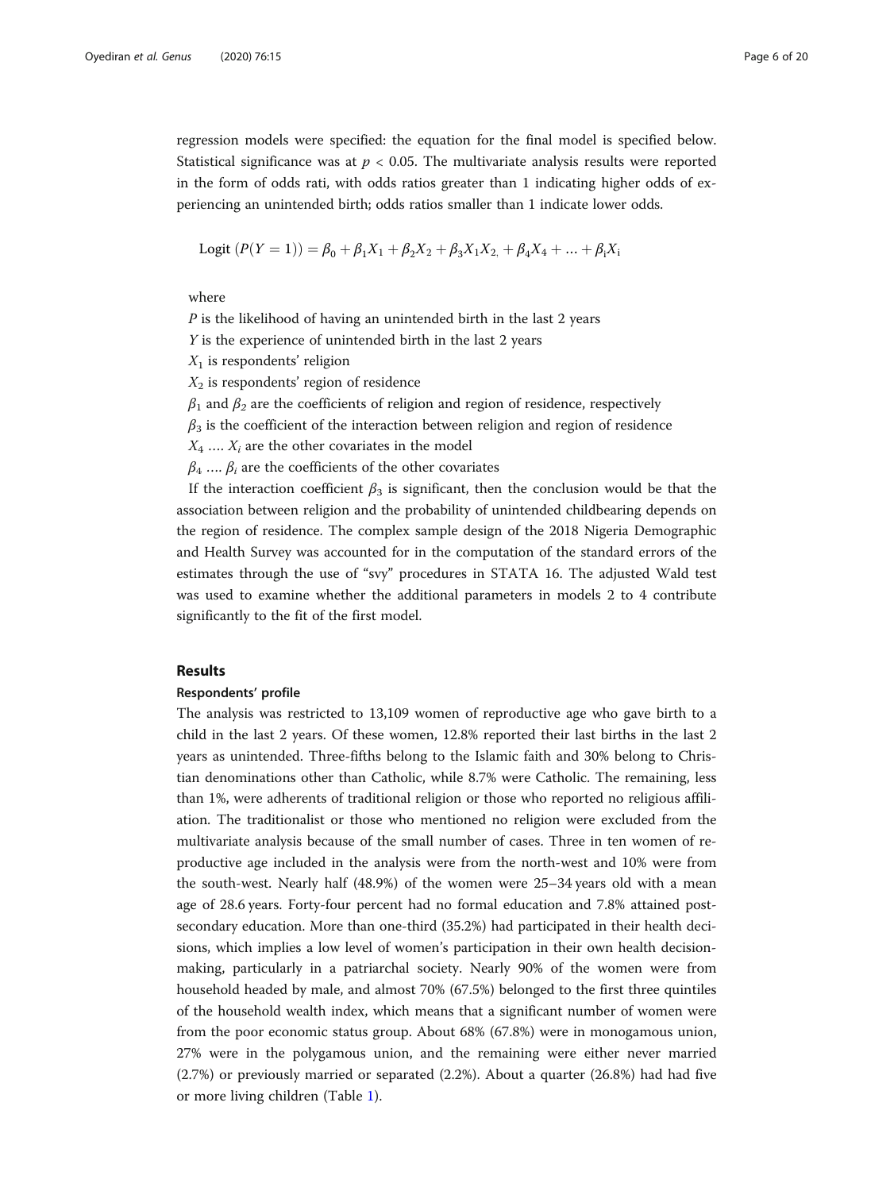regression models were specified: the equation for the final model is specified below. Statistical significance was at $p < 0.05$. The multivariate analysis results were reported in the form of odds rati, with odds ratios greater than 1 indicating higher odds of experiencing an unintended birth; odds ratios smaller than 1 indicate lower odds.

$$\text{Logit}\ (P(Y=1)) = \beta_0 + \beta_1 X_1 + \beta_2 X_2 + \beta_3 X_1 X_{2,} + \beta_4 X_4 + \ldots + \beta_\text{i} X_\text{i}$$

where

$P$ is the likelihood of having an unintended birth in the last 2 years

$Y$ is the experience of unintended birth in the last 2 years

$X_1$ is respondents' religion

$X_2$ is respondents' region of residence

$\beta_1$ and $\beta_2$ are the coefficients of religion and region of residence, respectively

$\beta_3$ is the coefficient of the interaction between religion and region of residence

$X_4 \ldots. X_i$ are the other covariates in the model

$\beta_4 \ldots. \beta_i$ are the coefficients of the other covariates

If the interaction coefficient $\beta_3$ is significant, then the conclusion would be that the association between religion and the probability of unintended childbearing depends on the region of residence. The complex sample design of the 2018 Nigeria Demographic and Health Survey was accounted for in the computation of the standard errors of the estimates through the use of "svy" procedures in STATA 16. The adjusted Wald test was used to examine whether the additional parameters in models 2 to 4 contribute significantly to the fit of the first model.

## Results

### Respondents' profile

The analysis was restricted to 13,109 women of reproductive age who gave birth to a child in the last 2 years. Of these women, 12.8% reported their last births in the last 2 years as unintended. Three-fifths belong to the Islamic faith and 30% belong to Christian denominations other than Catholic, while 8.7% were Catholic. The remaining, less than 1%, were adherents of traditional religion or those who reported no religious affiliation. The traditionalist or those who mentioned no religion were excluded from the multivariate analysis because of the small number of cases. Three in ten women of reproductive age included in the analysis were from the north-west and 10% were from the south-west. Nearly half (48.9%) of the women were 25–34 years old with a mean age of 28.6 years. Forty-four percent had no formal education and 7.8% attained post-secondary education. More than one-third (35.2%) had participated in their health decisions, which implies a low level of women's participation in their own health decision-making, particularly in a patriarchal society. Nearly 90% of the women were from household headed by male, and almost 70% (67.5%) belonged to the first three quintiles of the household wealth index, which means that a significant number of women were from the poor economic status group. About 68% (67.8%) were in monogamous union, 27% were in the polygamous union, and the remaining were either never married (2.7%) or previously married or separated (2.2%). About a quarter (26.8%) had had five or more living children (Table 1).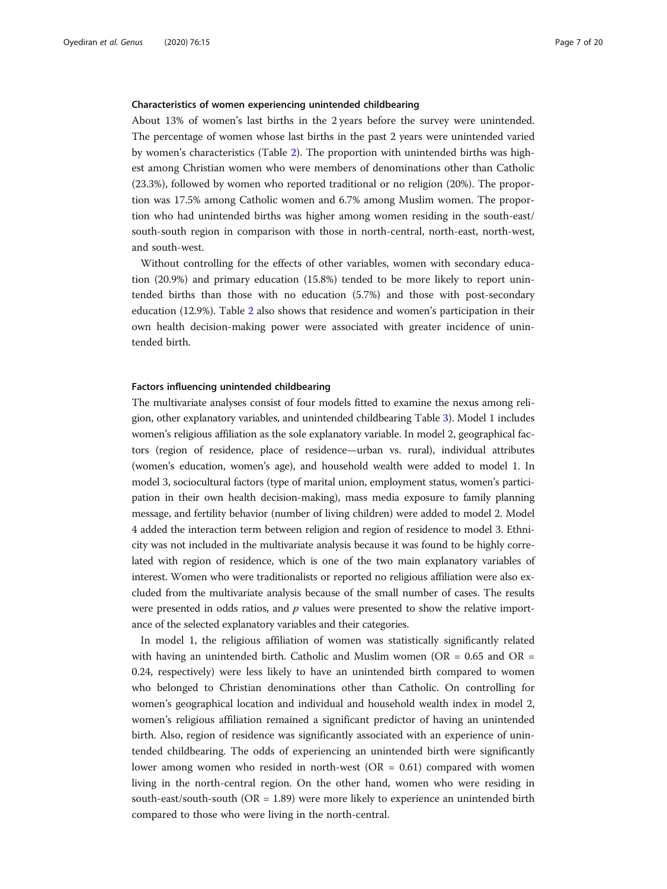### Characteristics of women experiencing unintended childbearing

About 13% of women's last births in the 2 years before the survey were unintended. The percentage of women whose last births in the past 2 years were unintended varied by women's characteristics (Table 2). The proportion with unintended births was highest among Christian women who were members of denominations other than Catholic (23.3%), followed by women who reported traditional or no religion (20%). The proportion was 17.5% among Catholic women and 6.7% among Muslim women. The proportion who had unintended births was higher among women residing in the south-east/south-south region in comparison with those in north-central, north-east, north-west, and south-west.

Without controlling for the effects of other variables, women with secondary education (20.9%) and primary education (15.8%) tended to be more likely to report unintended births than those with no education (5.7%) and those with post-secondary education (12.9%). Table 2 also shows that residence and women's participation in their own health decision-making power were associated with greater incidence of unintended birth.

### Factors influencing unintended childbearing

The multivariate analyses consist of four models fitted to examine the nexus among religion, other explanatory variables, and unintended childbearing Table 3). Model 1 includes women's religious affiliation as the sole explanatory variable. In model 2, geographical factors (region of residence, place of residence—urban vs. rural), individual attributes (women's education, women's age), and household wealth were added to model 1. In model 3, sociocultural factors (type of marital union, employment status, women's participation in their own health decision-making), mass media exposure to family planning message, and fertility behavior (number of living children) were added to model 2. Model 4 added the interaction term between religion and region of residence to model 3. Ethnicity was not included in the multivariate analysis because it was found to be highly correlated with region of residence, which is one of the two main explanatory variables of interest. Women who were traditionalists or reported no religious affiliation were also excluded from the multivariate analysis because of the small number of cases. The results were presented in odds ratios, and $p$ values were presented to show the relative importance of the selected explanatory variables and their categories.

In model 1, the religious affiliation of women was statistically significantly related with having an unintended birth. Catholic and Muslim women (OR = 0.65 and OR = 0.24, respectively) were less likely to have an unintended birth compared to women who belonged to Christian denominations other than Catholic. On controlling for women's geographical location and individual and household wealth index in model 2, women's religious affiliation remained a significant predictor of having an unintended birth. Also, region of residence was significantly associated with an experience of unintended childbearing. The odds of experiencing an unintended birth were significantly lower among women who resided in north-west (OR = 0.61) compared with women living in the north-central region. On the other hand, women who were residing in south-east/south-south (OR = 1.89) were more likely to experience an unintended birth compared to those who were living in the north-central.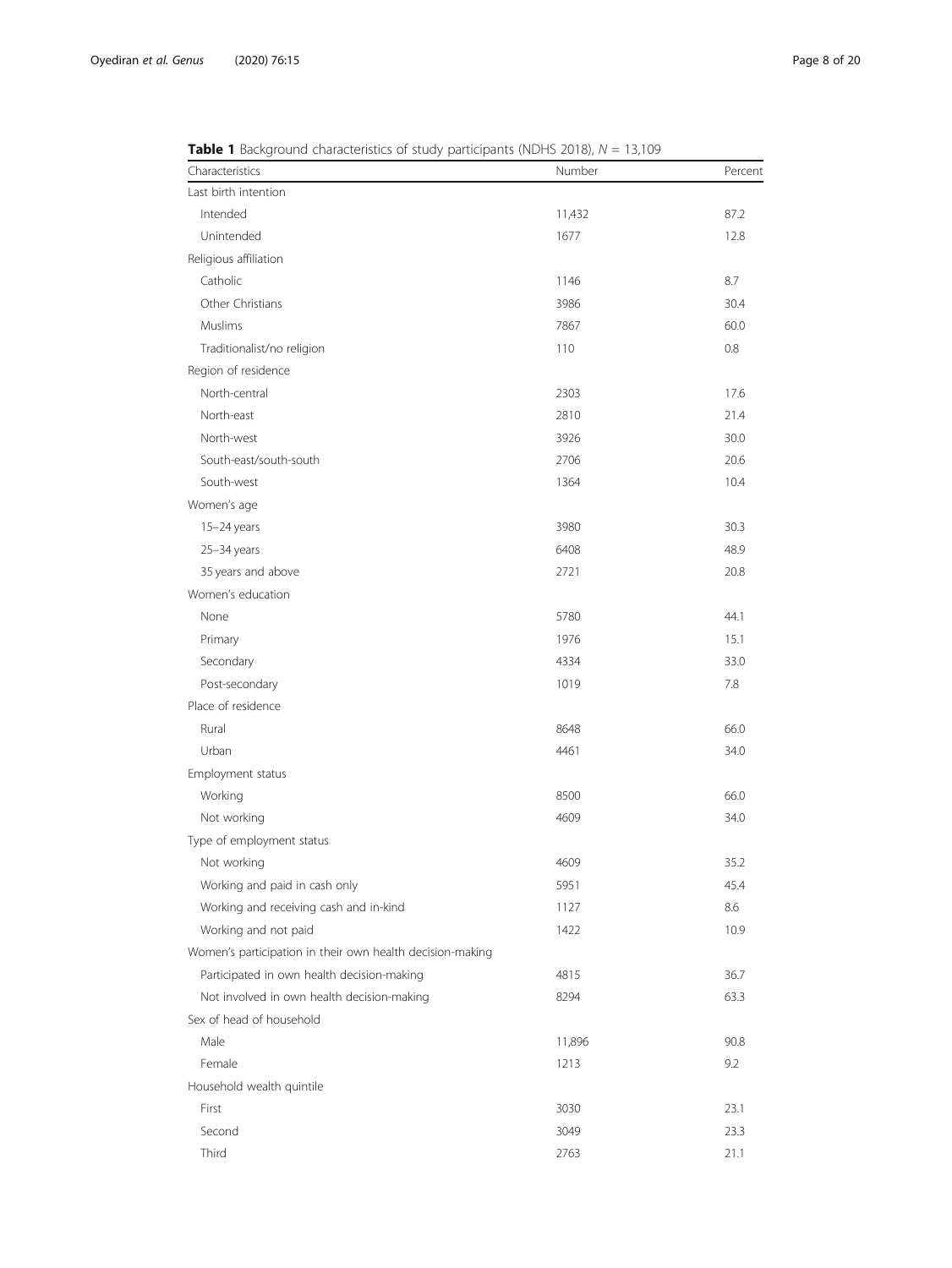**Table 1** Background characteristics of study participants (NDHS 2018), $N$ = 13,109

| Characteristics | Number | Percent |
|---|---|---|
| Last birth intention | | |
| Intended | 11,432 | 87.2 |
| Unintended | 1677 | 12.8 |
| Religious affiliation | | |
| Catholic | 1146 | 8.7 |
| Other Christians | 3986 | 30.4 |
| Muslims | 7867 | 60.0 |
| Traditionalist/no religion | 110 | 0.8 |
| Region of residence | | |
| North-central | 2303 | 17.6 |
| North-east | 2810 | 21.4 |
| North-west | 3926 | 30.0 |
| South-east/south-south | 2706 | 20.6 |
| South-west | 1364 | 10.4 |
| Women's age | | |
| 15–24 years | 3980 | 30.3 |
| 25–34 years | 6408 | 48.9 |
| 35 years and above | 2721 | 20.8 |
| Women's education | | |
| None | 5780 | 44.1 |
| Primary | 1976 | 15.1 |
| Secondary | 4334 | 33.0 |
| Post-secondary | 1019 | 7.8 |
| Place of residence | | |
| Rural | 8648 | 66.0 |
| Urban | 4461 | 34.0 |
| Employment status | | |
| Working | 8500 | 66.0 |
| Not working | 4609 | 34.0 |
| Type of employment status | | |
| Not working | 4609 | 35.2 |
| Working and paid in cash only | 5951 | 45.4 |
| Working and receiving cash and in-kind | 1127 | 8.6 |
| Working and not paid | 1422 | 10.9 |
| Women's participation in their own health decision-making | | |
| Participated in own health decision-making | 4815 | 36.7 |
| Not involved in own health decision-making | 8294 | 63.3 |
| Sex of head of household | | |
| Male | 11,896 | 90.8 |
| Female | 1213 | 9.2 |
| Household wealth quintile | | |
| First | 3030 | 23.1 |
| Second | 3049 | 23.3 |
| Third | 2763 | 21.1 |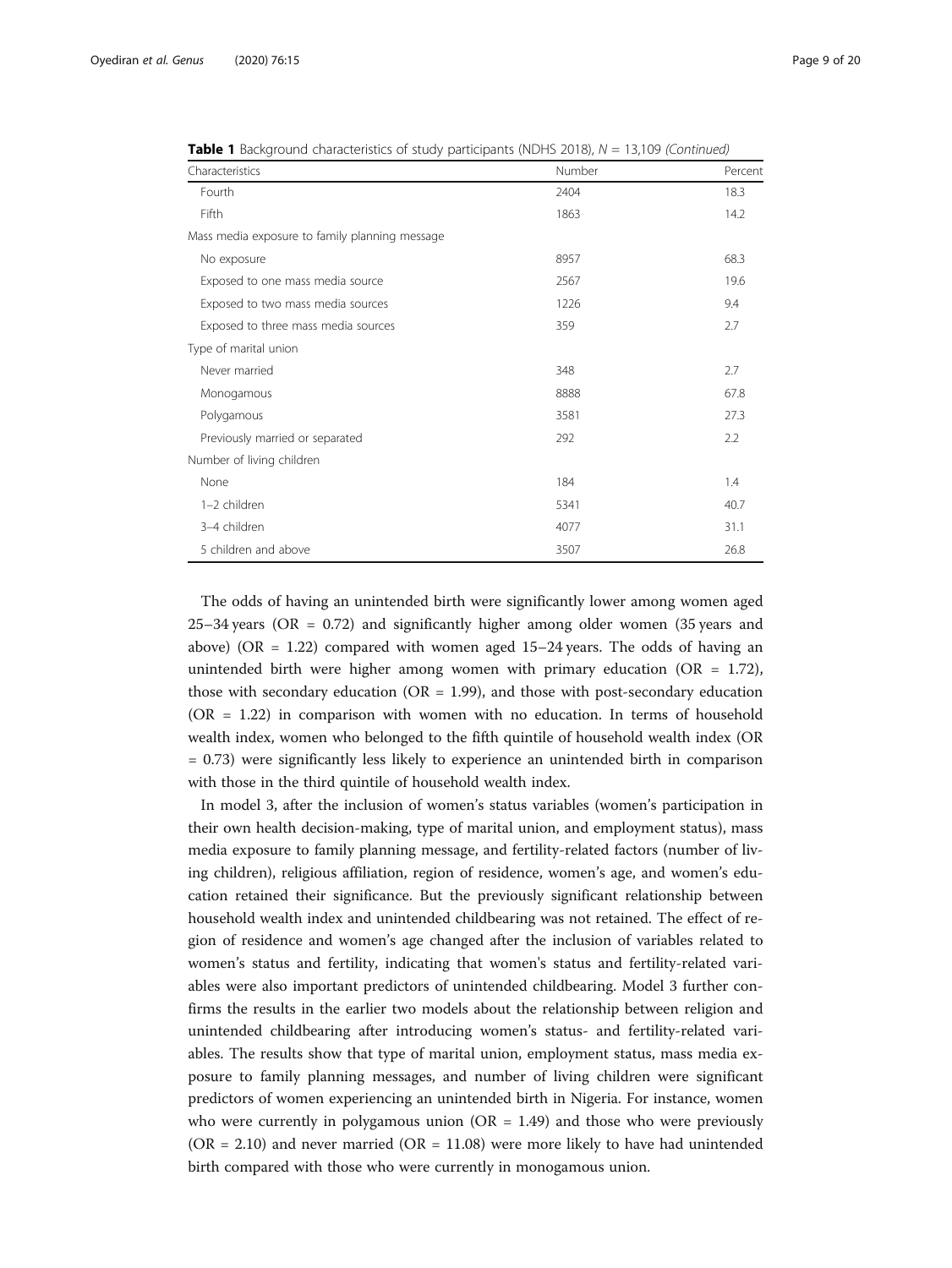**Table 1** Background characteristics of study participants (NDHS 2018), $N$ = 13,109 *(Continued)*

| Characteristics | Number | Percent |
|---|---|---|
| Fourth | 2404 | 18.3 |
| Fifth | 1863 | 14.2 |
| Mass media exposure to family planning message | | |
| No exposure | 8957 | 68.3 |
| Exposed to one mass media source | 2567 | 19.6 |
| Exposed to two mass media sources | 1226 | 9.4 |
| Exposed to three mass media sources | 359 | 2.7 |
| Type of marital union | | |
| Never married | 348 | 2.7 |
| Monogamous | 8888 | 67.8 |
| Polygamous | 3581 | 27.3 |
| Previously married or separated | 292 | 2.2 |
| Number of living children | | |
| None | 184 | 1.4 |
| 1–2 children | 5341 | 40.7 |
| 3–4 children | 4077 | 31.1 |
| 5 children and above | 3507 | 26.8 |

The odds of having an unintended birth were significantly lower among women aged 25–34 years (OR = 0.72) and significantly higher among older women (35 years and above) (OR = 1.22) compared with women aged 15–24 years. The odds of having an unintended birth were higher among women with primary education (OR = 1.72), those with secondary education (OR = 1.99), and those with post-secondary education (OR = 1.22) in comparison with women with no education. In terms of household wealth index, women who belonged to the fifth quintile of household wealth index (OR = 0.73) were significantly less likely to experience an unintended birth in comparison with those in the third quintile of household wealth index.

In model 3, after the inclusion of women's status variables (women's participation in their own health decision-making, type of marital union, and employment status), mass media exposure to family planning message, and fertility-related factors (number of living children), religious affiliation, region of residence, women's age, and women's education retained their significance. But the previously significant relationship between household wealth index and unintended childbearing was not retained. The effect of region of residence and women's age changed after the inclusion of variables related to women's status and fertility, indicating that women's status and fertility-related variables were also important predictors of unintended childbearing. Model 3 further confirms the results in the earlier two models about the relationship between religion and unintended childbearing after introducing women's status- and fertility-related variables. The results show that type of marital union, employment status, mass media exposure to family planning messages, and number of living children were significant predictors of women experiencing an unintended birth in Nigeria. For instance, women who were currently in polygamous union (OR = 1.49) and those who were previously (OR = 2.10) and never married (OR = 11.08) were more likely to have had unintended birth compared with those who were currently in monogamous union.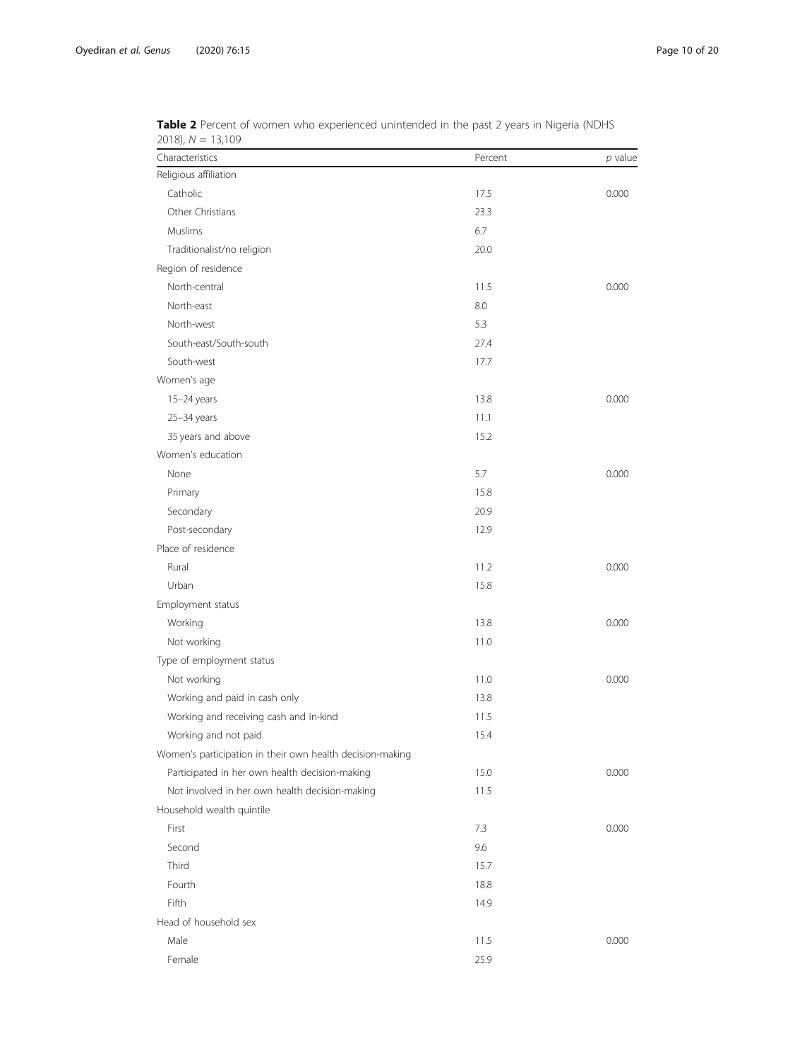**Table 2** Percent of women who experienced unintended in the past 2 years in Nigeria (NDHS 2018), $N = 13,109$

| Characteristics | Percent | *p* value |
|---|---|---|
| Religious affiliation | | |
| Catholic | 17.5 | 0.000 |
| Other Christians | 23.3 | |
| Muslims | 6.7 | |
| Traditionalist/no religion | 20.0 | |
| Region of residence | | |
| North-central | 11.5 | 0.000 |
| North-east | 8.0 | |
| North-west | 5.3 | |
| South-east/South-south | 27.4 | |
| South-west | 17.7 | |
| Women's age | | |
| 15–24 years | 13.8 | 0.000 |
| 25–34 years | 11.1 | |
| 35 years and above | 15.2 | |
| Women's education | | |
| None | 5.7 | 0.000 |
| Primary | 15.8 | |
| Secondary | 20.9 | |
| Post-secondary | 12.9 | |
| Place of residence | | |
| Rural | 11.2 | 0.000 |
| Urban | 15.8 | |
| Employment status | | |
| Working | 13.8 | 0.000 |
| Not working | 11.0 | |
| Type of employment status | | |
| Not working | 11.0 | 0.000 |
| Working and paid in cash only | 13.8 | |
| Working and receiving cash and in-kind | 11.5 | |
| Working and not paid | 15.4 | |
| Women's participation in their own health decision-making | | |
| Participated in her own health decision-making | 15.0 | 0.000 |
| Not involved in her own health decision-making | 11.5 | |
| Household wealth quintile | | |
| First | 7.3 | 0.000 |
| Second | 9.6 | |
| Third | 15.7 | |
| Fourth | 18.8 | |
| Fifth | 14.9 | |
| Head of household sex | | |
| Male | 11.5 | 0.000 |
| Female | 25.9 | |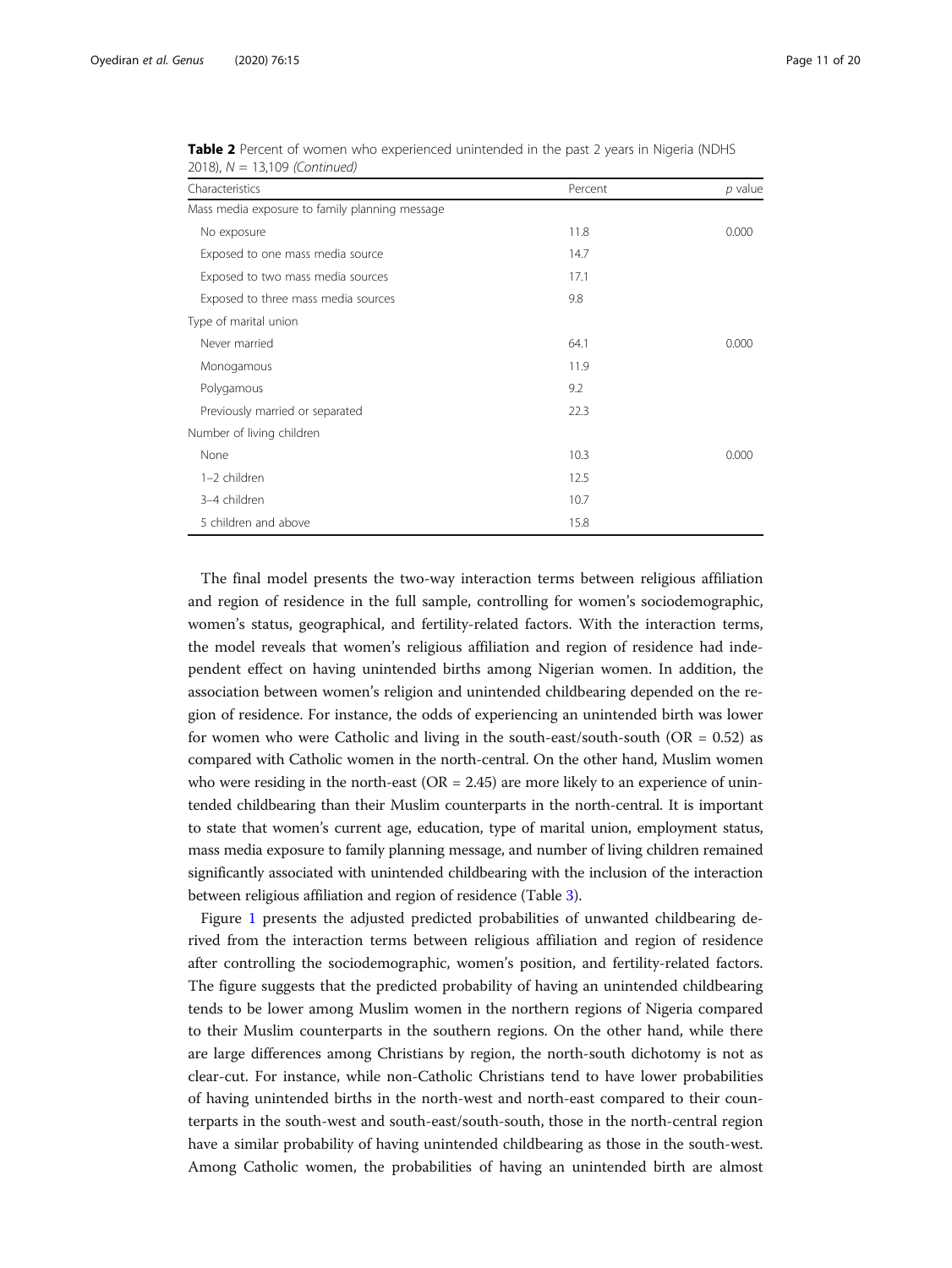**Table 2** Percent of women who experienced unintended in the past 2 years in Nigeria (NDHS 2018), $N = 13{,}109$ *(Continued)*

| Characteristics | Percent | *p* value |
|---|---|---|
| Mass media exposure to family planning message | | |
| No exposure | 11.8 | 0.000 |
| Exposed to one mass media source | 14.7 | |
| Exposed to two mass media sources | 17.1 | |
| Exposed to three mass media sources | 9.8 | |
| Type of marital union | | |
| Never married | 64.1 | 0.000 |
| Monogamous | 11.9 | |
| Polygamous | 9.2 | |
| Previously married or separated | 22.3 | |
| Number of living children | | |
| None | 10.3 | 0.000 |
| 1–2 children | 12.5 | |
| 3–4 children | 10.7 | |
| 5 children and above | 15.8 | |

The final model presents the two-way interaction terms between religious affiliation and region of residence in the full sample, controlling for women's sociodemographic, women's status, geographical, and fertility-related factors. With the interaction terms, the model reveals that women's religious affiliation and region of residence had independent effect on having unintended births among Nigerian women. In addition, the association between women's religion and unintended childbearing depended on the region of residence. For instance, the odds of experiencing an unintended birth was lower for women who were Catholic and living in the south-east/south-south (OR = 0.52) as compared with Catholic women in the north-central. On the other hand, Muslim women who were residing in the north-east (OR = 2.45) are more likely to an experience of unintended childbearing than their Muslim counterparts in the north-central. It is important to state that women's current age, education, type of marital union, employment status, mass media exposure to family planning message, and number of living children remained significantly associated with unintended childbearing with the inclusion of the interaction between religious affiliation and region of residence (Table 3).

Figure 1 presents the adjusted predicted probabilities of unwanted childbearing derived from the interaction terms between religious affiliation and region of residence after controlling the sociodemographic, women's position, and fertility-related factors. The figure suggests that the predicted probability of having an unintended childbearing tends to be lower among Muslim women in the northern regions of Nigeria compared to their Muslim counterparts in the southern regions. On the other hand, while there are large differences among Christians by region, the north-south dichotomy is not as clear-cut. For instance, while non-Catholic Christians tend to have lower probabilities of having unintended births in the north-west and north-east compared to their counterparts in the south-west and south-east/south-south, those in the north-central region have a similar probability of having unintended childbearing as those in the south-west. Among Catholic women, the probabilities of having an unintended birth are almost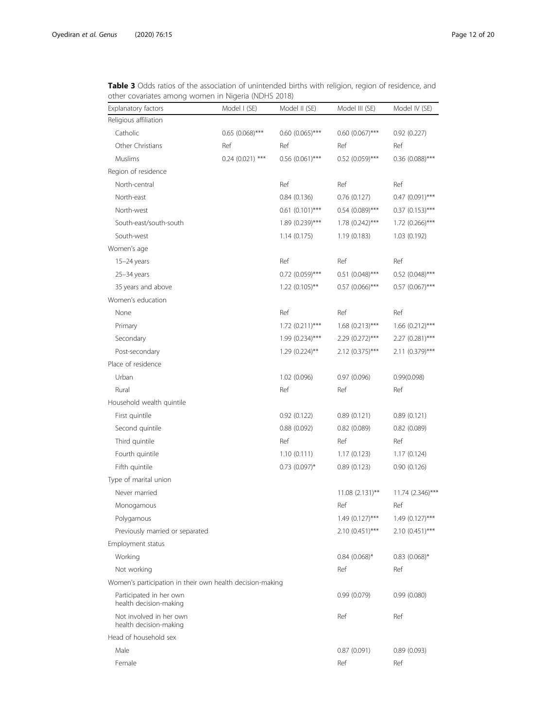**Table 3** Odds ratios of the association of unintended births with religion, region of residence, and other covariates among women in Nigeria (NDHS 2018)

| Explanatory factors | Model I (SE) | Model II (SE) | Model III (SE) | Model IV (SE) |
|---|---|---|---|---|
| Religious affiliation | | | | |
| Catholic | 0.65 (0.068)*** | 0.60 (0.065)*** | 0.60 (0.067)*** | 0.92 (0.227) |
| Other Christians | Ref | Ref | Ref | Ref |
| Muslims | 0.24 (0.021) *** | 0.56 (0.061)*** | 0.52 (0.059)*** | 0.36 (0.088)*** |
| Region of residence | | | | |
| North-central | | Ref | Ref | Ref |
| North-east | | 0.84 (0.136) | 0.76 (0.127) | 0.47 (0.091)*** |
| North-west | | 0.61 (0.101)*** | 0.54 (0.089)*** | 0.37 (0.153)*** |
| South-east/south-south | | 1.89 (0.239)*** | 1.78 (0.242)*** | 1.72 (0.266)*** |
| South-west | | 1.14 (0.175) | 1.19 (0.183) | 1.03 (0.192) |
| Women's age | | | | |
| 15–24 years | | Ref | Ref | Ref |
| 25–34 years | | 0.72 (0.059)*** | 0.51 (0.048)*** | 0.52 (0.048)*** |
| 35 years and above | | 1.22 (0.105)** | 0.57 (0.066)*** | 0.57 (0.067)*** |
| Women's education | | | | |
| None | | Ref | Ref | Ref |
| Primary | | 1.72 (0.211)*** | 1.68 (0.213)*** | 1.66 (0.212)*** |
| Secondary | | 1.99 (0.234)*** | 2.29 (0.272)*** | 2.27 (0.281)*** |
| Post-secondary | | 1.29 (0.224)** | 2.12 (0.375)*** | 2.11 (0.379)*** |
| Place of residence | | | | |
| Urban | | 1.02 (0.096) | 0.97 (0.096) | 0.99(0.098) |
| Rural | | Ref | Ref | Ref |
| Household wealth quintile | | | | |
| First quintile | | 0.92 (0.122) | 0.89 (0.121) | 0.89 (0.121) |
| Second quintile | | 0.88 (0.092) | 0.82 (0.089) | 0.82 (0.089) |
| Third quintile | | Ref | Ref | Ref |
| Fourth quintile | | 1.10 (0.111) | 1.17 (0.123) | 1.17 (0.124) |
| Fifth quintile | | 0.73 (0.097)* | 0.89 (0.123) | 0.90 (0.126) |
| Type of marital union | | | | |
| Never married | | | 11.08 (2.131)** | 11.74 (2.346)*** |
| Monogamous | | | Ref | Ref |
| Polygamous | | | 1.49 (0.127)*** | 1.49 (0.127)*** |
| Previously married or separated | | | 2.10 (0.451)*** | 2.10 (0.451)*** |
| Employment status | | | | |
| Working | | | 0.84 (0.068)* | 0.83 (0.068)* |
| Not working | | | Ref | Ref |
| Women's participation in their own health decision-making | | | | |
| Participated in her own health decision-making | | | 0.99 (0.079) | 0.99 (0.080) |
| Not involved in her own health decision-making | | | Ref | Ref |
| Head of household sex | | | | |
| Male | | | 0.87 (0.091) | 0.89 (0.093) |
| Female | | | Ref | Ref |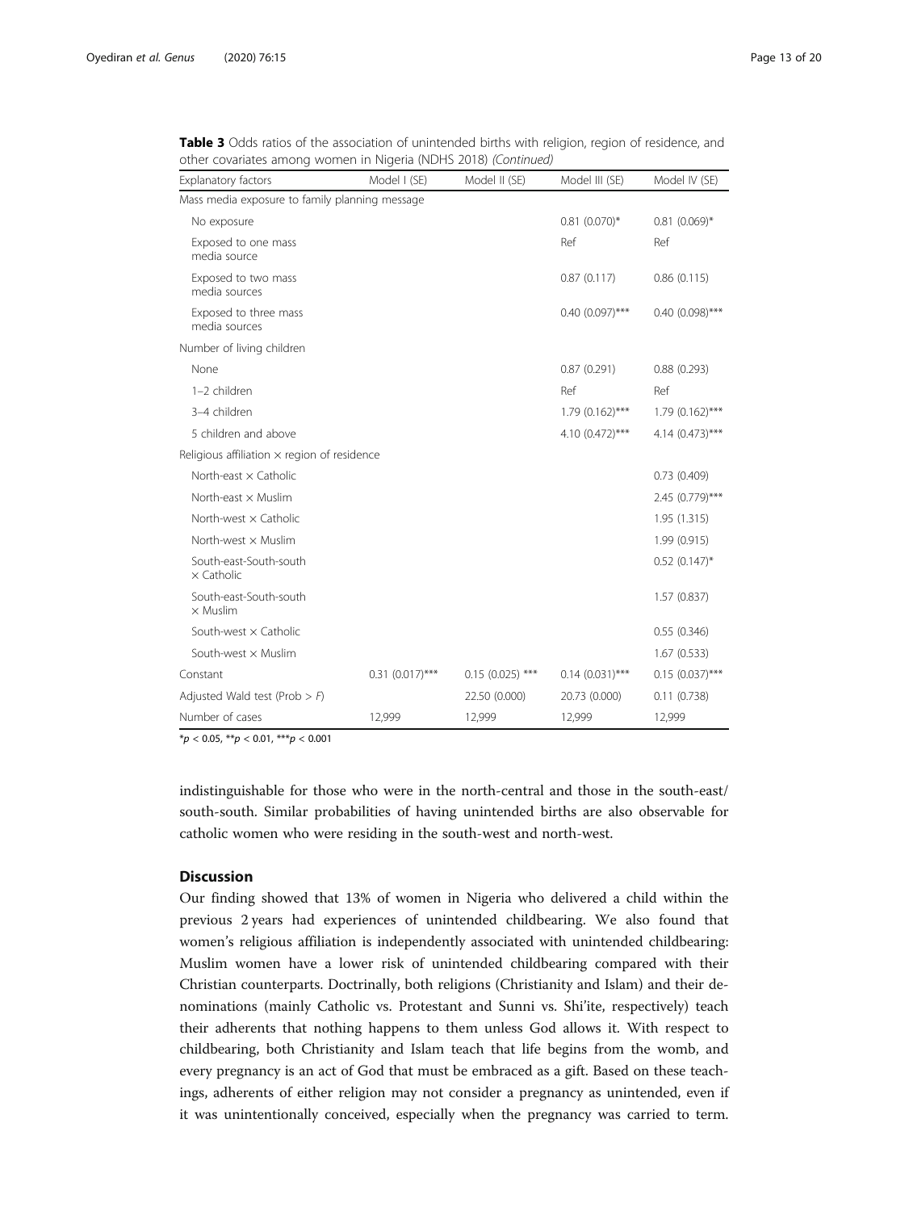**Table 3** Odds ratios of the association of unintended births with religion, region of residence, and other covariates among women in Nigeria (NDHS 2018) *(Continued)*

| Explanatory factors | Model I (SE) | Model II (SE) | Model III (SE) | Model IV (SE) |
|---|---|---|---|---|
| Mass media exposure to family planning message | | | | |
| No exposure | | | 0.81 (0.070)* | 0.81 (0.069)* |
| Exposed to one mass media source | | | Ref | Ref |
| Exposed to two mass media sources | | | 0.87 (0.117) | 0.86 (0.115) |
| Exposed to three mass media sources | | | 0.40 (0.097)*** | 0.40 (0.098)*** |
| Number of living children | | | | |
| None | | | 0.87 (0.291) | 0.88 (0.293) |
| 1–2 children | | | Ref | Ref |
| 3–4 children | | | 1.79 (0.162)*** | 1.79 (0.162)*** |
| 5 children and above | | | 4.10 (0.472)*** | 4.14 (0.473)*** |
| Religious affiliation × region of residence | | | | |
| North-east × Catholic | | | | 0.73 (0.409) |
| North-east × Muslim | | | | 2.45 (0.779)*** |
| North-west × Catholic | | | | 1.95 (1.315) |
| North-west × Muslim | | | | 1.99 (0.915) |
| South-east-South-south × Catholic | | | | 0.52 (0.147)* |
| South-east-South-south × Muslim | | | | 1.57 (0.837) |
| South-west × Catholic | | | | 0.55 (0.346) |
| South-west × Muslim | | | | 1.67 (0.533) |
| Constant | 0.31 (0.017)*** | 0.15 (0.025) *** | 0.14 (0.031)*** | 0.15 (0.037)*** |
| Adjusted Wald test (Prob > *F*) | | 22.50 (0.000) | 20.73 (0.000) | 0.11 (0.738) |
| Number of cases | 12,999 | 12,999 | 12,999 | 12,999 |

*$p < 0.05$, **$p < 0.01$, ***$p < 0.001$

indistinguishable for those who were in the north-central and those in the south-east/south-south. Similar probabilities of having unintended births are also observable for catholic women who were residing in the south-west and north-west.

## Discussion

Our finding showed that 13% of women in Nigeria who delivered a child within the previous 2 years had experiences of unintended childbearing. We also found that women's religious affiliation is independently associated with unintended childbearing: Muslim women have a lower risk of unintended childbearing compared with their Christian counterparts. Doctrinally, both religions (Christianity and Islam) and their denominations (mainly Catholic vs. Protestant and Sunni vs. Shi'ite, respectively) teach their adherents that nothing happens to them unless God allows it. With respect to childbearing, both Christianity and Islam teach that life begins from the womb, and every pregnancy is an act of God that must be embraced as a gift. Based on these teachings, adherents of either religion may not consider a pregnancy as unintended, even if it was unintentionally conceived, especially when the pregnancy was carried to term.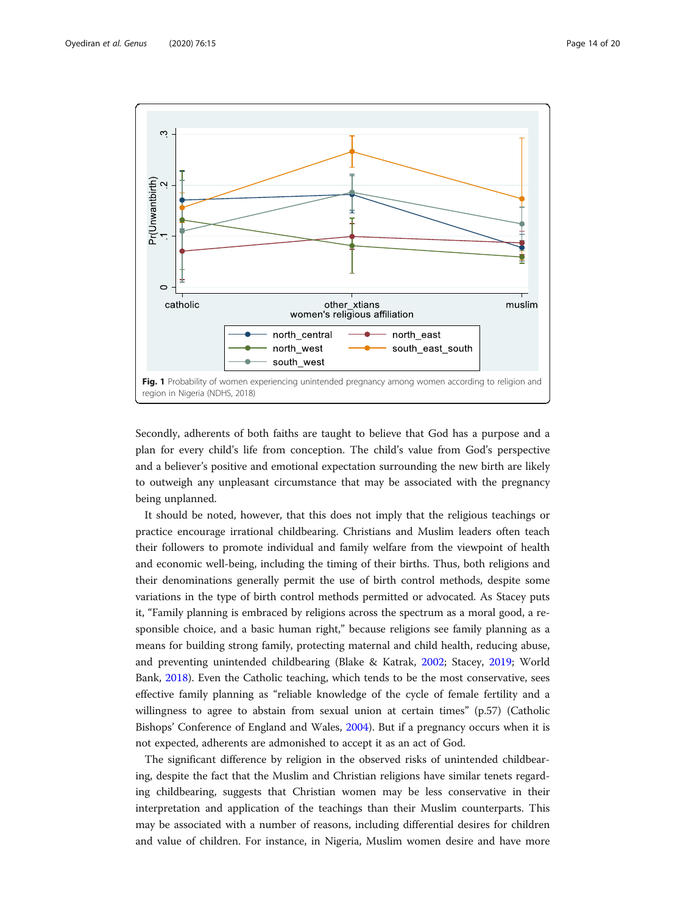**Fig. 1** Probability of women experiencing unintended pregnancy among women according to religion and region in Nigeria (NDHS, 2018)

Secondly, adherents of both faiths are taught to believe that God has a purpose and a plan for every child's life from conception. The child's value from God's perspective and a believer's positive and emotional expectation surrounding the new birth are likely to outweigh any unpleasant circumstance that may be associated with the pregnancy being unplanned.

It should be noted, however, that this does not imply that the religious teachings or practice encourage irrational childbearing. Christians and Muslim leaders often teach their followers to promote individual and family welfare from the viewpoint of health and economic well-being, including the timing of their births. Thus, both religions and their denominations generally permit the use of birth control methods, despite some variations in the type of birth control methods permitted or advocated. As Stacey puts it, "Family planning is embraced by religions across the spectrum as a moral good, a responsible choice, and a basic human right," because religions see family planning as a means for building strong family, protecting maternal and child health, reducing abuse, and preventing unintended childbearing (Blake & Katrak, 2002; Stacey, 2019; World Bank, 2018). Even the Catholic teaching, which tends to be the most conservative, sees effective family planning as "reliable knowledge of the cycle of female fertility and a willingness to agree to abstain from sexual union at certain times" (p.57) (Catholic Bishops' Conference of England and Wales, 2004). But if a pregnancy occurs when it is not expected, adherents are admonished to accept it as an act of God.

The significant difference by religion in the observed risks of unintended childbearing, despite the fact that the Muslim and Christian religions have similar tenets regarding childbearing, suggests that Christian women may be less conservative in their interpretation and application of the teachings than their Muslim counterparts. This may be associated with a number of reasons, including differential desires for children and value of children. For instance, in Nigeria, Muslim women desire and have more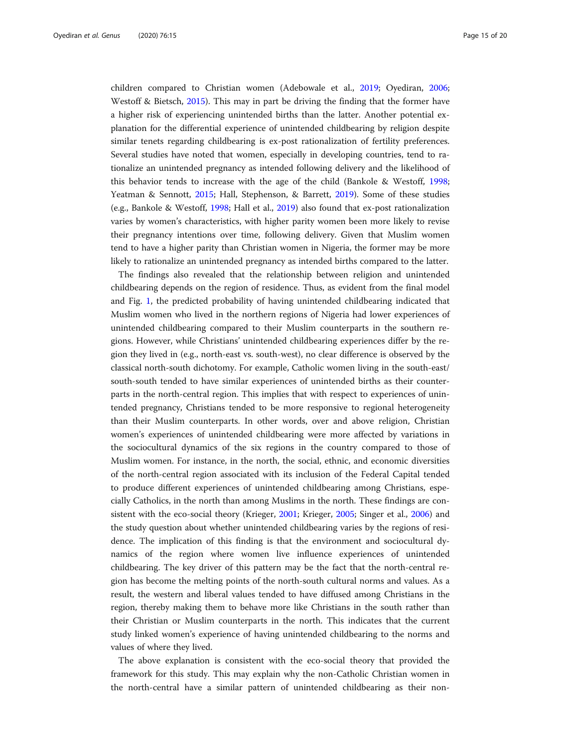children compared to Christian women (Adebowale et al., 2019; Oyediran, 2006; Westoff & Bietsch, 2015). This may in part be driving the finding that the former have a higher risk of experiencing unintended births than the latter. Another potential explanation for the differential experience of unintended childbearing by religion despite similar tenets regarding childbearing is ex-post rationalization of fertility preferences. Several studies have noted that women, especially in developing countries, tend to rationalize an unintended pregnancy as intended following delivery and the likelihood of this behavior tends to increase with the age of the child (Bankole & Westoff, 1998; Yeatman & Sennott, 2015; Hall, Stephenson, & Barrett, 2019). Some of these studies (e.g., Bankole & Westoff, 1998; Hall et al., 2019) also found that ex-post rationalization varies by women's characteristics, with higher parity women been more likely to revise their pregnancy intentions over time, following delivery. Given that Muslim women tend to have a higher parity than Christian women in Nigeria, the former may be more likely to rationalize an unintended pregnancy as intended births compared to the latter.

The findings also revealed that the relationship between religion and unintended childbearing depends on the region of residence. Thus, as evident from the final model and Fig. 1, the predicted probability of having unintended childbearing indicated that Muslim women who lived in the northern regions of Nigeria had lower experiences of unintended childbearing compared to their Muslim counterparts in the southern regions. However, while Christians' unintended childbearing experiences differ by the region they lived in (e.g., north-east vs. south-west), no clear difference is observed by the classical north-south dichotomy. For example, Catholic women living in the south-east/south-south tended to have similar experiences of unintended births as their counterparts in the north-central region. This implies that with respect to experiences of unintended pregnancy, Christians tended to be more responsive to regional heterogeneity than their Muslim counterparts. In other words, over and above religion, Christian women's experiences of unintended childbearing were more affected by variations in the sociocultural dynamics of the six regions in the country compared to those of Muslim women. For instance, in the north, the social, ethnic, and economic diversities of the north-central region associated with its inclusion of the Federal Capital tended to produce different experiences of unintended childbearing among Christians, especially Catholics, in the north than among Muslims in the north. These findings are consistent with the eco-social theory (Krieger, 2001; Krieger, 2005; Singer et al., 2006) and the study question about whether unintended childbearing varies by the regions of residence. The implication of this finding is that the environment and sociocultural dynamics of the region where women live influence experiences of unintended childbearing. The key driver of this pattern may be the fact that the north-central region has become the melting points of the north-south cultural norms and values. As a result, the western and liberal values tended to have diffused among Christians in the region, thereby making them to behave more like Christians in the south rather than their Christian or Muslim counterparts in the north. This indicates that the current study linked women's experience of having unintended childbearing to the norms and values of where they lived.

The above explanation is consistent with the eco-social theory that provided the framework for this study. This may explain why the non-Catholic Christian women in the north-central have a similar pattern of unintended childbearing as their non-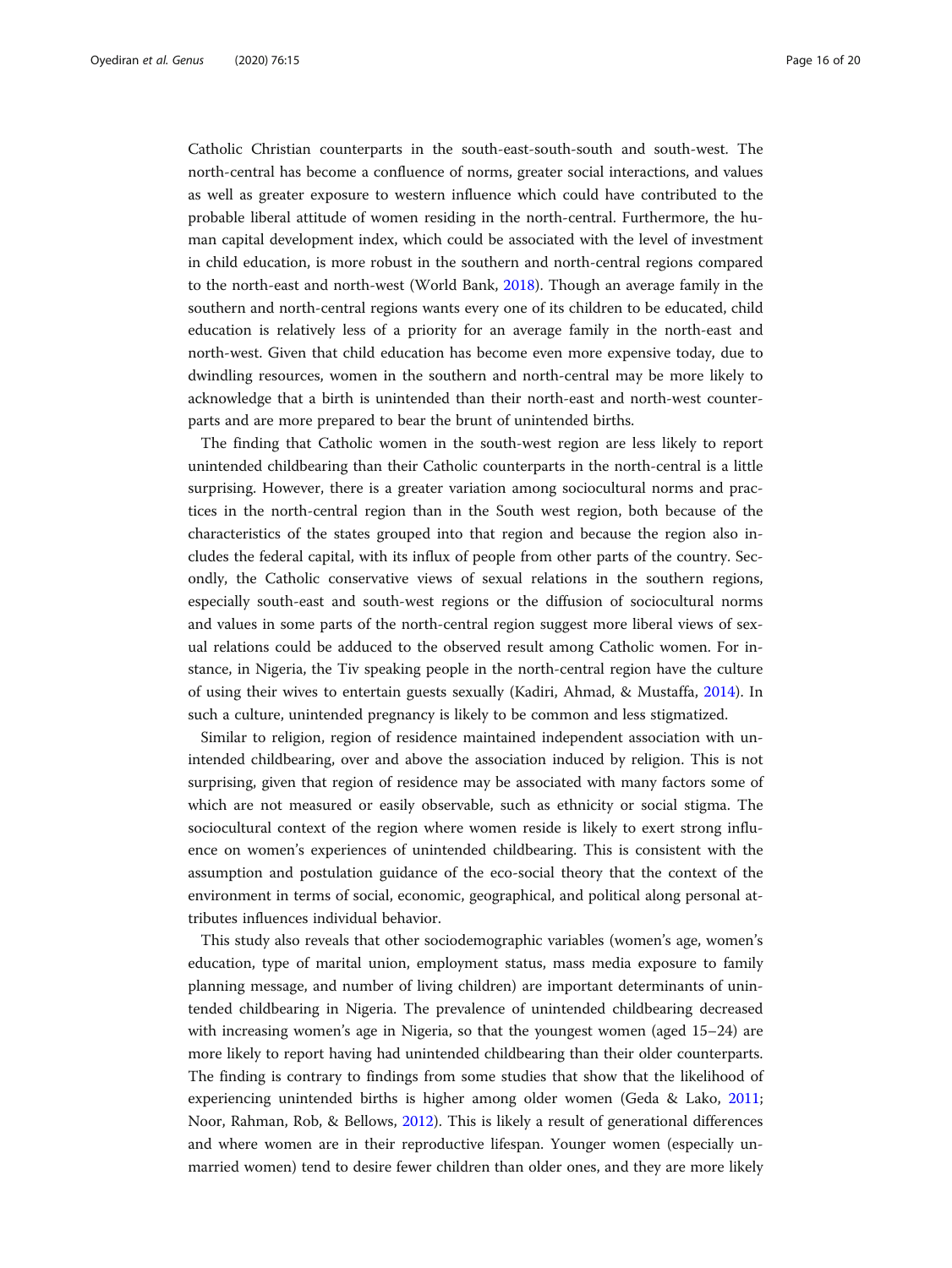Catholic Christian counterparts in the south-east-south-south and south-west. The north-central has become a confluence of norms, greater social interactions, and values as well as greater exposure to western influence which could have contributed to the probable liberal attitude of women residing in the north-central. Furthermore, the human capital development index, which could be associated with the level of investment in child education, is more robust in the southern and north-central regions compared to the north-east and north-west (World Bank, 2018). Though an average family in the southern and north-central regions wants every one of its children to be educated, child education is relatively less of a priority for an average family in the north-east and north-west. Given that child education has become even more expensive today, due to dwindling resources, women in the southern and north-central may be more likely to acknowledge that a birth is unintended than their north-east and north-west counterparts and are more prepared to bear the brunt of unintended births.

The finding that Catholic women in the south-west region are less likely to report unintended childbearing than their Catholic counterparts in the north-central is a little surprising. However, there is a greater variation among sociocultural norms and practices in the north-central region than in the South west region, both because of the characteristics of the states grouped into that region and because the region also includes the federal capital, with its influx of people from other parts of the country. Secondly, the Catholic conservative views of sexual relations in the southern regions, especially south-east and south-west regions or the diffusion of sociocultural norms and values in some parts of the north-central region suggest more liberal views of sexual relations could be adduced to the observed result among Catholic women. For instance, in Nigeria, the Tiv speaking people in the north-central region have the culture of using their wives to entertain guests sexually (Kadiri, Ahmad, & Mustaffa, 2014). In such a culture, unintended pregnancy is likely to be common and less stigmatized.

Similar to religion, region of residence maintained independent association with unintended childbearing, over and above the association induced by religion. This is not surprising, given that region of residence may be associated with many factors some of which are not measured or easily observable, such as ethnicity or social stigma. The sociocultural context of the region where women reside is likely to exert strong influence on women's experiences of unintended childbearing. This is consistent with the assumption and postulation guidance of the eco-social theory that the context of the environment in terms of social, economic, geographical, and political along personal attributes influences individual behavior.

This study also reveals that other sociodemographic variables (women's age, women's education, type of marital union, employment status, mass media exposure to family planning message, and number of living children) are important determinants of unintended childbearing in Nigeria. The prevalence of unintended childbearing decreased with increasing women's age in Nigeria, so that the youngest women (aged 15–24) are more likely to report having had unintended childbearing than their older counterparts. The finding is contrary to findings from some studies that show that the likelihood of experiencing unintended births is higher among older women (Geda & Lako, 2011; Noor, Rahman, Rob, & Bellows, 2012). This is likely a result of generational differences and where women are in their reproductive lifespan. Younger women (especially unmarried women) tend to desire fewer children than older ones, and they are more likely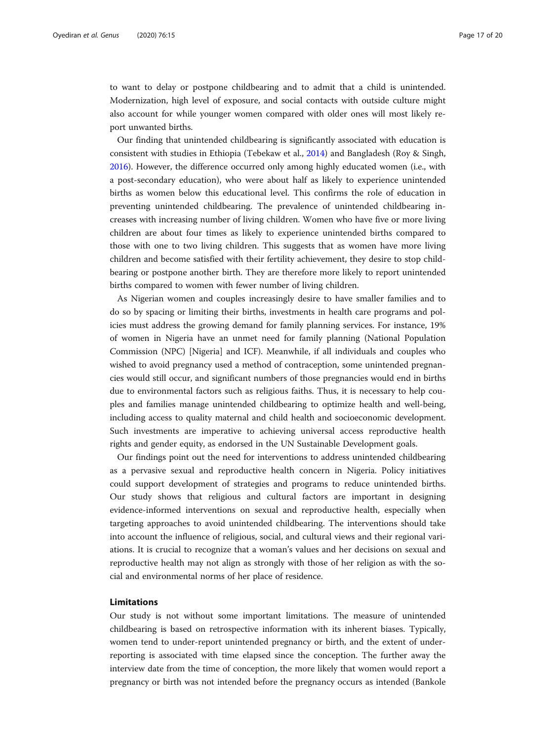to want to delay or postpone childbearing and to admit that a child is unintended. Modernization, high level of exposure, and social contacts with outside culture might also account for while younger women compared with older ones will most likely report unwanted births.

Our finding that unintended childbearing is significantly associated with education is consistent with studies in Ethiopia (Tebekaw et al., 2014) and Bangladesh (Roy & Singh, 2016). However, the difference occurred only among highly educated women (i.e., with a post-secondary education), who were about half as likely to experience unintended births as women below this educational level. This confirms the role of education in preventing unintended childbearing. The prevalence of unintended childbearing increases with increasing number of living children. Women who have five or more living children are about four times as likely to experience unintended births compared to those with one to two living children. This suggests that as women have more living children and become satisfied with their fertility achievement, they desire to stop childbearing or postpone another birth. They are therefore more likely to report unintended births compared to women with fewer number of living children.

As Nigerian women and couples increasingly desire to have smaller families and to do so by spacing or limiting their births, investments in health care programs and policies must address the growing demand for family planning services. For instance, 19% of women in Nigeria have an unmet need for family planning (National Population Commission (NPC) [Nigeria] and ICF). Meanwhile, if all individuals and couples who wished to avoid pregnancy used a method of contraception, some unintended pregnancies would still occur, and significant numbers of those pregnancies would end in births due to environmental factors such as religious faiths. Thus, it is necessary to help couples and families manage unintended childbearing to optimize health and well-being, including access to quality maternal and child health and socioeconomic development. Such investments are imperative to achieving universal access reproductive health rights and gender equity, as endorsed in the UN Sustainable Development goals.

Our findings point out the need for interventions to address unintended childbearing as a pervasive sexual and reproductive health concern in Nigeria. Policy initiatives could support development of strategies and programs to reduce unintended births. Our study shows that religious and cultural factors are important in designing evidence-informed interventions on sexual and reproductive health, especially when targeting approaches to avoid unintended childbearing. The interventions should take into account the influence of religious, social, and cultural views and their regional variations. It is crucial to recognize that a woman's values and her decisions on sexual and reproductive health may not align as strongly with those of her religion as with the social and environmental norms of her place of residence.

## Limitations

Our study is not without some important limitations. The measure of unintended childbearing is based on retrospective information with its inherent biases. Typically, women tend to under-report unintended pregnancy or birth, and the extent of under-reporting is associated with time elapsed since the conception. The further away the interview date from the time of conception, the more likely that women would report a pregnancy or birth was not intended before the pregnancy occurs as intended (Bankole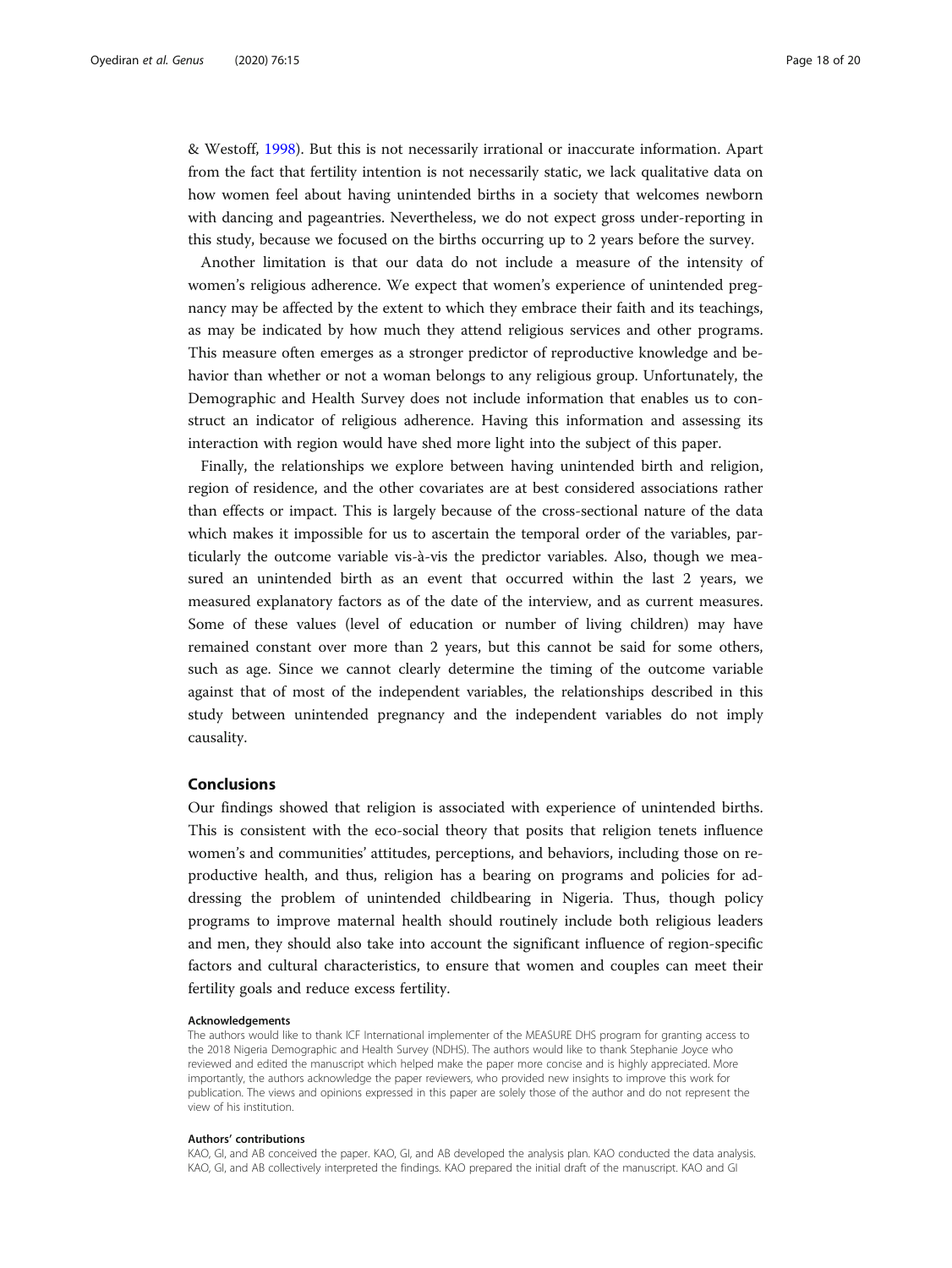& Westoff, 1998). But this is not necessarily irrational or inaccurate information. Apart from the fact that fertility intention is not necessarily static, we lack qualitative data on how women feel about having unintended births in a society that welcomes newborn with dancing and pageantries. Nevertheless, we do not expect gross under-reporting in this study, because we focused on the births occurring up to 2 years before the survey.

Another limitation is that our data do not include a measure of the intensity of women's religious adherence. We expect that women's experience of unintended pregnancy may be affected by the extent to which they embrace their faith and its teachings, as may be indicated by how much they attend religious services and other programs. This measure often emerges as a stronger predictor of reproductive knowledge and behavior than whether or not a woman belongs to any religious group. Unfortunately, the Demographic and Health Survey does not include information that enables us to construct an indicator of religious adherence. Having this information and assessing its interaction with region would have shed more light into the subject of this paper.

Finally, the relationships we explore between having unintended birth and religion, region of residence, and the other covariates are at best considered associations rather than effects or impact. This is largely because of the cross-sectional nature of the data which makes it impossible for us to ascertain the temporal order of the variables, particularly the outcome variable vis-à-vis the predictor variables. Also, though we measured an unintended birth as an event that occurred within the last 2 years, we measured explanatory factors as of the date of the interview, and as current measures. Some of these values (level of education or number of living children) may have remained constant over more than 2 years, but this cannot be said for some others, such as age. Since we cannot clearly determine the timing of the outcome variable against that of most of the independent variables, the relationships described in this study between unintended pregnancy and the independent variables do not imply causality.

## Conclusions

Our findings showed that religion is associated with experience of unintended births. This is consistent with the eco-social theory that posits that religion tenets influence women's and communities' attitudes, perceptions, and behaviors, including those on reproductive health, and thus, religion has a bearing on programs and policies for addressing the problem of unintended childbearing in Nigeria. Thus, though policy programs to improve maternal health should routinely include both religious leaders and men, they should also take into account the significant influence of region-specific factors and cultural characteristics, to ensure that women and couples can meet their fertility goals and reduce excess fertility.

#### Acknowledgements

The authors would like to thank ICF International implementer of the MEASURE DHS program for granting access to the 2018 Nigeria Demographic and Health Survey (NDHS). The authors would like to thank Stephanie Joyce who reviewed and edited the manuscript which helped make the paper more concise and is highly appreciated. More importantly, the authors acknowledge the paper reviewers, who provided new insights to improve this work for publication. The views and opinions expressed in this paper are solely those of the author and do not represent the view of his institution.

#### Authors' contributions

KAO, GI, and AB conceived the paper. KAO, GI, and AB developed the analysis plan. KAO conducted the data analysis. KAO, GI, and AB collectively interpreted the findings. KAO prepared the initial draft of the manuscript. KAO and GI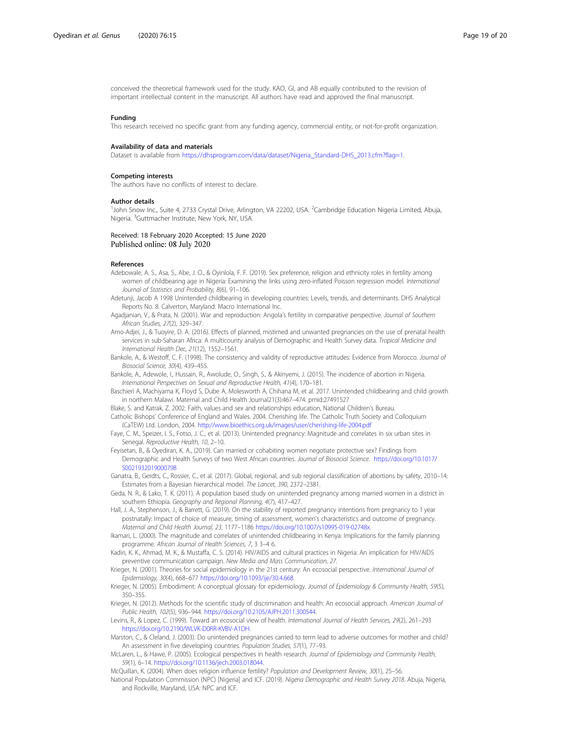conceived the theoretical framework used for the study. KAO, GI, and AB equally contributed to the revision of important intellectual content in the manuscript. All authors have read and approved the final manuscript.

### Funding

This research received no specific grant from any funding agency, commercial entity, or not-for-profit organization.

### Availability of data and materials

Dataset is available from https://dhsprogram.com/data/dataset/Nigeria_Standard-DHS_2013.cfm?flag=1.

### Competing interests

The authors have no conflicts of interest to declare.

### Author details

[1]John Snow Inc., Suite 4, 2733 Crystal Drive, Arlington, VA 22202, USA. [2]Cambridge Education Nigeria Limited, Abuja, Nigeria. [3]Guttmacher Institute, New York, NY, USA.

Received: 18 February 2020 Accepted: 15 June 2020
Published online: 08 July 2020

### References

Adebowale, A. S., Asa, S., Abe, J. O., & Oyinlola, F. F. (2019). Sex preference, religion and ethnicity roles in fertility among women of childbearing age in Nigeria: Examining the links using zero-inflated Poisson regression model. *International Journal of Statistics and Probability, 8*(6), 91–106.

Adetunji, Jacob A 1998 Unintended childbearing in developing countries: Levels, trends, and determinants. DHS Analytical Reports No. 8. Calverton, Maryland: Macro International Inc.

Agadjanian, V., & Prata, N. (2001). War and reproduction: Angola's fertility in comparative perspective. *Journal of Southern African Studies, 27*(2), 329–347.

Amo-Adjei, J., & Tuoyire, D. A. (2016). Effects of planned, mistimed and unwanted pregnancies on the use of prenatal health services in sub-Saharan Africa: A multicounty analysis of Demographic and Health Survey data. *Tropical Medicine and International Health Dec, 21*(12), 1552–1561.

Bankole, A., & Westoff, C. F. (1998). The consistency and validity of reproductive attitudes: Evidence from Morocco. *Journal of Biosocial Science, 30*(4), 439–455.

Bankole, A., Adewole, I., Hussain, R., Awolude, O., Singh, S., & Akinyemi, J. (2015). The incidence of abortion in Nigeria. *International Perspectives on Sexual and Reproductive Health, 41*(4), 170–181.

Baschieri A, Machiyama K, Floyd S, Dube A, Molesworth A, Chihana M, et al. 2017. Unintended childbearing and child growth in northern Malawi. Maternal and Child Health Journal21(3):467–474. pmid:27491527

Blake, S. and Katrak, Z. 2002. Faith, values and sex and relationships education, National Children's Bureau.

Catholic Bishops' Conference of England and Wales. 2004. Cherishing life. The Catholic Truth Society and Colloquium (CaTEW) Ltd. London, 2004. http://www.bioethics.org.uk/images/user/cherishing-life-2004.pdf

Faye, C. M., Speizer, I. S., Fotso, J. C., et al. (2013). Unintended pregnancy: Magnitude and correlates in six urban sites in Senegal. *Reproductive Health, 10*, 2–10.

Feyisetan, B., & Oyediran, K. A., (2019). Can married or cohabiting women negotiate protective sex? Findings from Demographic and Health Surveys of two West African countries. *Journal of Biosocial Science*. https://doi.org/10.1017/S0021932019000798

Ganatra, B., Gerdts, C., Rossier, C., et al. (2017). Global, regional, and sub regional classification of abortions by safety, 2010–14: Estimates from a Bayesian hierarchical model. *The Lancet, 390*, 2372–2381.

Geda, N. R., & Lako, T. K. (2011). A population based study on unintended pregnancy among married women in a district in southern Ethiopia. *Geography and Regional Planning, 4*(7), 417–427.

Hall, J. A., Stephenson, J., & Barrett, G. (2019). On the stability of reported pregnancy intentions from pregnancy to 1 year postnatally: Impact of choice of measure, timing of assessment, women's characteristics and outcome of pregnancy. *Maternal and Child Health Journal, 23*, 1177–1186 https://doi.org/10.1007/s10995-019-02748x.

Ikamari, L. (2000). The magnitude and correlates of unintended childbearing in Kenya: Implications for the family planning programme. *African Journal of Health Sciences, 7*, 3 3–4 6.

Kadiri, K. K., Ahmad, M. K., & Mustaffa, C. S. (2014). HIV/AIDS and cultural practices in Nigeria: An implication for HIV/AIDS preventive communication campaign. *New Media and Mass Communication, 27*.

Krieger, N. (2001). Theories for social epidemiology in the 21st century: An ecosocial perspective. *International Journal of Epidemiology, 30*(4), 668–677 https://doi.org/10.1093/ije/30.4.668.

Krieger, N. (2005). Embodiment: A conceptual glossary for epidemiology. *Journal of Epidemiology & Community Health, 59*(5), 350–355.

Krieger, N. (2012). Methods for the scientific study of discrimination and health: An ecosocial approach. *American Journal of Public Health, 102*(5), 936–944. https://doi.org/10.2105/AJPH.2011.300544.

Levins, R., & Lopez, C. (1999). Toward an ecosocial view of health. *International Journal of Health Services, 29*(2), 261–293 https://doi.org/10.2190/WLVK-D0RR-KVBV-A1DH.

Marston, C., & Cleland, J. (2003). Do unintended pregnancies carried to term lead to adverse outcomes for mother and child? An assessment in five developing countries. *Population Studies, 57*(1), 77–93.

McLaren, L., & Hawe, P. (2005). Ecological perspectives in health research. *Journal of Epidemiology and Community Health, 59*(1), 6–14. https://doi.org/10.1136/jech.2003.018044.

McQuillan, K. (2004). When does religion influence fertility? *Population and Development Review, 30*(1), 25–56.

National Population Commission (NPC) [Nigeria] and ICF. (2019). *Nigeria Demographic and Health Survey 2018*. Abuja, Nigeria, and Rockville, Maryland, USA: NPC and ICF.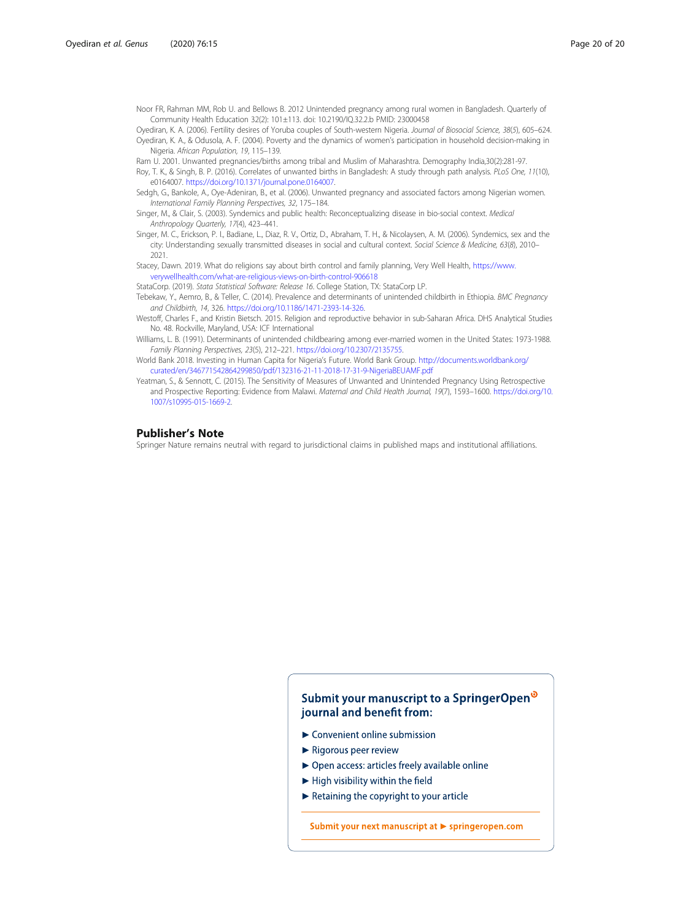Noor FR, Rahman MM, Rob U. and Bellows B. 2012 Unintended pregnancy among rural women in Bangladesh. Quarterly of Community Health Education 32(2): 101±113. doi: 10.2190/IQ.32.2.b PMID: 23000458

Oyediran, K. A. (2006). Fertility desires of Yoruba couples of South-western Nigeria. *Journal of Biosocial Science, 38*(5), 605–624.

Oyediran, K. A., & Odusola, A. F. (2004). Poverty and the dynamics of women's participation in household decision-making in Nigeria. *African Population, 19*, 115–139.

Ram U. 2001. Unwanted pregnancies/births among tribal and Muslim of Maharashtra. Demography India,30(2):281-97.

Roy, T. K., & Singh, B. P. (2016). Correlates of unwanted births in Bangladesh: A study through path analysis. *PLoS One, 11*(10), e0164007. https://doi.org/10.1371/journal.pone.0164007.

Sedgh, G., Bankole, A., Oye-Adeniran, B., et al. (2006). Unwanted pregnancy and associated factors among Nigerian women. *International Family Planning Perspectives, 32*, 175–184.

Singer, M., & Clair, S. (2003). Syndemics and public health: Reconceptualizing disease in bio-social context. *Medical Anthropology Quarterly, 17*(4), 423–441.

Singer, M. C., Erickson, P. I., Badiane, L., Diaz, R. V., Ortiz, D., Abraham, T. H., & Nicolaysen, A. M. (2006). Syndemics, sex and the city: Understanding sexually transmitted diseases in social and cultural context. *Social Science & Medicine, 63*(8), 2010–2021.

Stacey, Dawn. 2019. What do religions say about birth control and family planning, Very Well Health, https://www.verywellhealth.com/what-are-religious-views-on-birth-control-906618

StataCorp. (2019). *Stata Statistical Software: Release 16*. College Station, TX: StataCorp LP.

Tebekaw, Y., Aemro, B., & Teller, C. (2014). Prevalence and determinants of unintended childbirth in Ethiopia. *BMC Pregnancy and Childbirth, 14*, 326. https://doi.org/10.1186/1471-2393-14-326.

Westoff, Charles F., and Kristin Bietsch. 2015. Religion and reproductive behavior in sub-Saharan Africa. DHS Analytical Studies No. 48. Rockville, Maryland, USA: ICF International

Williams, L. B. (1991). Determinants of unintended childbearing among ever-married women in the United States: 1973-1988. *Family Planning Perspectives, 23*(5), 212–221. https://doi.org/10.2307/2135755.

World Bank 2018. Investing in Human Capita for Nigeria's Future. World Bank Group. http://documents.worldbank.org/curated/en/346771542864299850/pdf/132316-21-11-2018-17-31-9-NigeriaBEUAMF.pdf

Yeatman, S., & Sennott, C. (2015). The Sensitivity of Measures of Unwanted and Unintended Pregnancy Using Retrospective and Prospective Reporting: Evidence from Malawi. *Maternal and Child Health Journal, 19*(7), 1593–1600. https://doi.org/10.1007/s10995-015-1669-2.

## Publisher's Note

Springer Nature remains neutral with regard to jurisdictional claims in published maps and institutional affiliations.

**Submit your manuscript to a SpringerOpen journal and benefit from:**

- ► Convenient online submission
- ► Rigorous peer review
- ► Open access: articles freely available online
- ► High visibility within the field
- ► Retaining the copyright to your article

**Submit your next manuscript at ► springeropen.com**